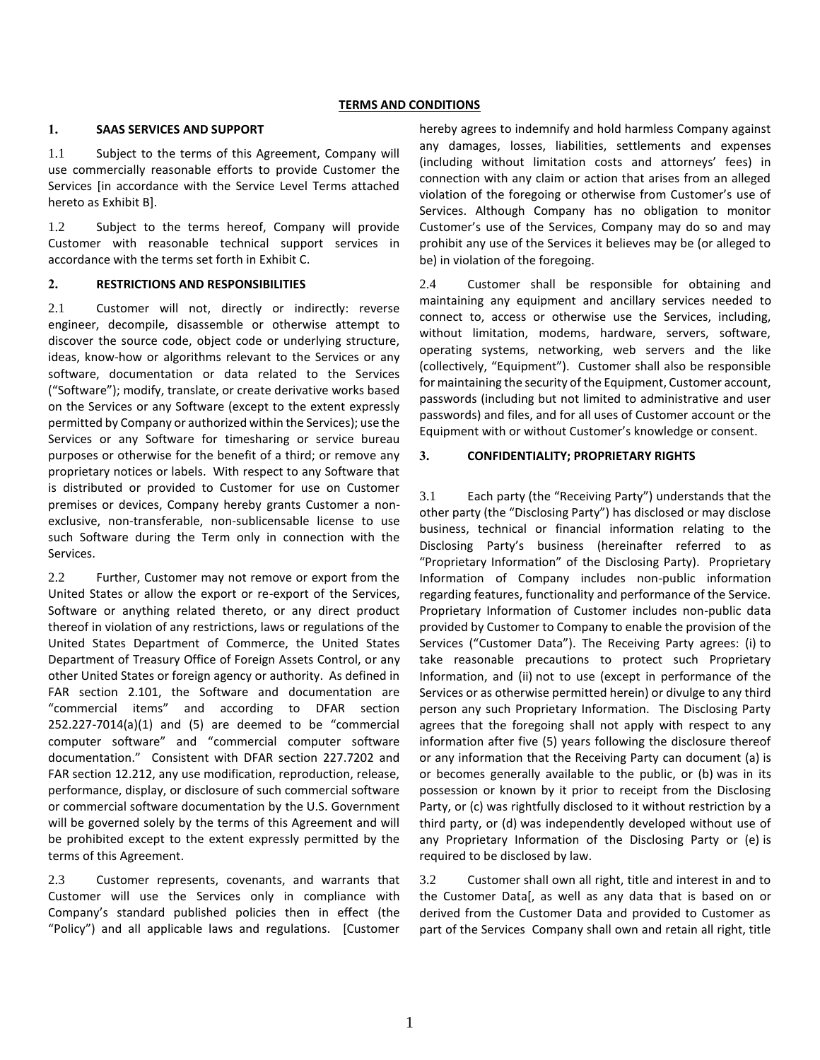**TERMS AND CONDITIONS**

**1. SAAS SERVICES AND SUPPORT**

1.1 Subject to the terms of this Agreement, Company will use commercially reasonable efforts to provide Customer the Services [in accordance with the Service Level Terms attached hereto as Exhibit B].

1.2 Subject to the terms hereof, Company will provide Customer with reasonable technical support services in accordance with the terms set forth in Exhibit C.

**2. RESTRICTIONS AND RESPONSIBILITIES**

2.1 Customer will not, directly or indirectly: reverse engineer, decompile, disassemble or otherwise attempt to discover the source code, object code or underlying structure, ideas, know-how or algorithms relevant to the Services or any software, documentation or data related to the Services ("Software"); modify, translate, or create derivative works based on the Services or any Software (except to the extent expressly permitted by Company or authorized within the Services); use the Services or any Software for timesharing or service bureau purposes or otherwise for the benefit of a third; or remove any proprietary notices or labels. With respect to any Software that is distributed or provided to Customer for use on Customer premises or devices, Company hereby grants Customer a non-exclusive, non-transferable, non-sublicensable license to use such Software during the Term only in connection with the Services.

2.2 Further, Customer may not remove or export from the United States or allow the export or re-export of the Services, Software or anything related thereto, or any direct product thereof in violation of any restrictions, laws or regulations of the United States Department of Commerce, the United States Department of Treasury Office of Foreign Assets Control, or any other United States or foreign agency or authority. As defined in FAR section 2.101, the Software and documentation are "commercial items" and according to DFAR section 252.227-7014(a)(1) and (5) are deemed to be "commercial computer software" and "commercial computer software documentation." Consistent with DFAR section 227.7202 and FAR section 12.212, any use modification, reproduction, release, performance, display, or disclosure of such commercial software or commercial software documentation by the U.S. Government will be governed solely by the terms of this Agreement and will be prohibited except to the extent expressly permitted by the terms of this Agreement.

2.3 Customer represents, covenants, and warrants that Customer will use the Services only in compliance with Company's standard published policies then in effect (the "Policy") and all applicable laws and regulations. [Customer hereby agrees to indemnify and hold harmless Company against any damages, losses, liabilities, settlements and expenses (including without limitation costs and attorneys' fees) in connection with any claim or action that arises from an alleged violation of the foregoing or otherwise from Customer's use of Services. Although Company has no obligation to monitor Customer's use of the Services, Company may do so and may prohibit any use of the Services it believes may be (or alleged to be) in violation of the foregoing.

2.4 Customer shall be responsible for obtaining and maintaining any equipment and ancillary services needed to connect to, access or otherwise use the Services, including, without limitation, modems, hardware, servers, software, operating systems, networking, web servers and the like (collectively, "Equipment"). Customer shall also be responsible for maintaining the security of the Equipment, Customer account, passwords (including but not limited to administrative and user passwords) and files, and for all uses of Customer account or the Equipment with or without Customer's knowledge or consent.

**3. CONFIDENTIALITY; PROPRIETARY RIGHTS**

3.1 Each party (the "Receiving Party") understands that the other party (the "Disclosing Party") has disclosed or may disclose business, technical or financial information relating to the Disclosing Party's business (hereinafter referred to as "Proprietary Information" of the Disclosing Party). Proprietary Information of Company includes non-public information regarding features, functionality and performance of the Service. Proprietary Information of Customer includes non-public data provided by Customer to Company to enable the provision of the Services ("Customer Data"). The Receiving Party agrees: (i) to take reasonable precautions to protect such Proprietary Information, and (ii) not to use (except in performance of the Services or as otherwise permitted herein) or divulge to any third person any such Proprietary Information. The Disclosing Party agrees that the foregoing shall not apply with respect to any information after five (5) years following the disclosure thereof or any information that the Receiving Party can document (a) is or becomes generally available to the public, or (b) was in its possession or known by it prior to receipt from the Disclosing Party, or (c) was rightfully disclosed to it without restriction by a third party, or (d) was independently developed without use of any Proprietary Information of the Disclosing Party or (e) is required to be disclosed by law.

3.2 Customer shall own all right, title and interest in and to the Customer Data[, as well as any data that is based on or derived from the Customer Data and provided to Customer as part of the Services Company shall own and retain all right, title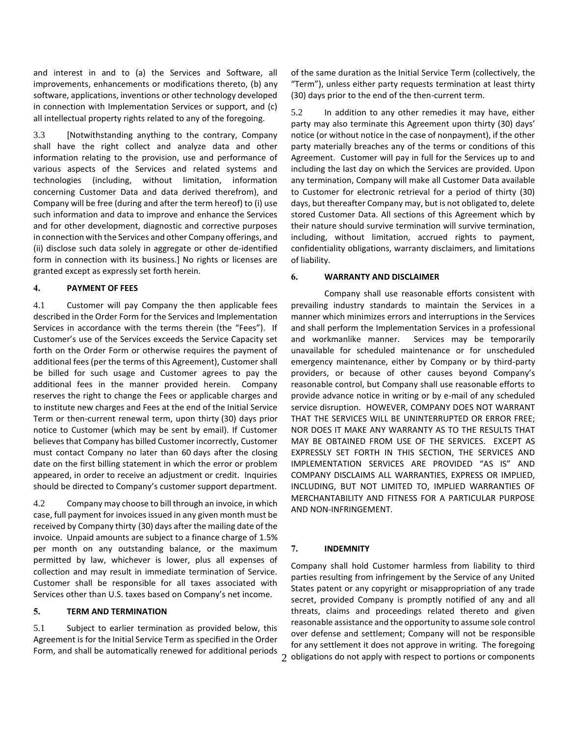and interest in and to (a) the Services and Software, all improvements, enhancements or modifications thereto, (b) any software, applications, inventions or other technology developed in connection with Implementation Services or support, and (c) all intellectual property rights related to any of the foregoing.

3.3 [Notwithstanding anything to the contrary, Company shall have the right collect and analyze data and other information relating to the provision, use and performance of various aspects of the Services and related systems and technologies (including, without limitation, information concerning Customer Data and data derived therefrom), and Company will be free (during and after the term hereof) to (i) use such information and data to improve and enhance the Services and for other development, diagnostic and corrective purposes in connection with the Services and other Company offerings, and (ii) disclose such data solely in aggregate or other de-identified form in connection with its business.] No rights or licenses are granted except as expressly set forth herein.

### 4. PAYMENT OF FEES

4.1 Customer will pay Company the then applicable fees described in the Order Form for the Services and Implementation Services in accordance with the terms therein (the "Fees"). If Customer's use of the Services exceeds the Service Capacity set forth on the Order Form or otherwise requires the payment of additional fees (per the terms of this Agreement), Customer shall be billed for such usage and Customer agrees to pay the additional fees in the manner provided herein. Company reserves the right to change the Fees or applicable charges and to institute new charges and Fees at the end of the Initial Service Term or then-current renewal term, upon thirty (30) days prior notice to Customer (which may be sent by email). If Customer believes that Company has billed Customer incorrectly, Customer must contact Company no later than 60 days after the closing date on the first billing statement in which the error or problem appeared, in order to receive an adjustment or credit. Inquiries should be directed to Company's customer support department.

4.2 Company may choose to bill through an invoice, in which case, full payment for invoices issued in any given month must be received by Company thirty (30) days after the mailing date of the invoice. Unpaid amounts are subject to a finance charge of 1.5% per month on any outstanding balance, or the maximum permitted by law, whichever is lower, plus all expenses of collection and may result in immediate termination of Service. Customer shall be responsible for all taxes associated with Services other than U.S. taxes based on Company's net income.

### 5. TERM AND TERMINATION

5.1 Subject to earlier termination as provided below, this Agreement is for the Initial Service Term as specified in the Order Form, and shall be automatically renewed for additional periods of the same duration as the Initial Service Term (collectively, the "Term"), unless either party requests termination at least thirty (30) days prior to the end of the then-current term.

5.2 In addition to any other remedies it may have, either party may also terminate this Agreement upon thirty (30) days' notice (or without notice in the case of nonpayment), if the other party materially breaches any of the terms or conditions of this Agreement. Customer will pay in full for the Services up to and including the last day on which the Services are provided. Upon any termination, Company will make all Customer Data available to Customer for electronic retrieval for a period of thirty (30) days, but thereafter Company may, but is not obligated to, delete stored Customer Data. All sections of this Agreement which by their nature should survive termination will survive termination, including, without limitation, accrued rights to payment, confidentiality obligations, warranty disclaimers, and limitations of liability.

### 6. WARRANTY AND DISCLAIMER

Company shall use reasonable efforts consistent with prevailing industry standards to maintain the Services in a manner which minimizes errors and interruptions in the Services and shall perform the Implementation Services in a professional and workmanlike manner. Services may be temporarily unavailable for scheduled maintenance or for unscheduled emergency maintenance, either by Company or by third-party providers, or because of other causes beyond Company's reasonable control, but Company shall use reasonable efforts to provide advance notice in writing or by e-mail of any scheduled service disruption. HOWEVER, COMPANY DOES NOT WARRANT THAT THE SERVICES WILL BE UNINTERRUPTED OR ERROR FREE; NOR DOES IT MAKE ANY WARRANTY AS TO THE RESULTS THAT MAY BE OBTAINED FROM USE OF THE SERVICES. EXCEPT AS EXPRESSLY SET FORTH IN THIS SECTION, THE SERVICES AND IMPLEMENTATION SERVICES ARE PROVIDED "AS IS" AND COMPANY DISCLAIMS ALL WARRANTIES, EXPRESS OR IMPLIED, INCLUDING, BUT NOT LIMITED TO, IMPLIED WARRANTIES OF MERCHANTABILITY AND FITNESS FOR A PARTICULAR PURPOSE AND NON-INFRINGEMENT.

### 7. INDEMNITY

Company shall hold Customer harmless from liability to third parties resulting from infringement by the Service of any United States patent or any copyright or misappropriation of any trade secret, provided Company is promptly notified of any and all threats, claims and proceedings related thereto and given reasonable assistance and the opportunity to assume sole control over defense and settlement; Company will not be responsible for any settlement it does not approve in writing. The foregoing obligations do not apply with respect to portions or components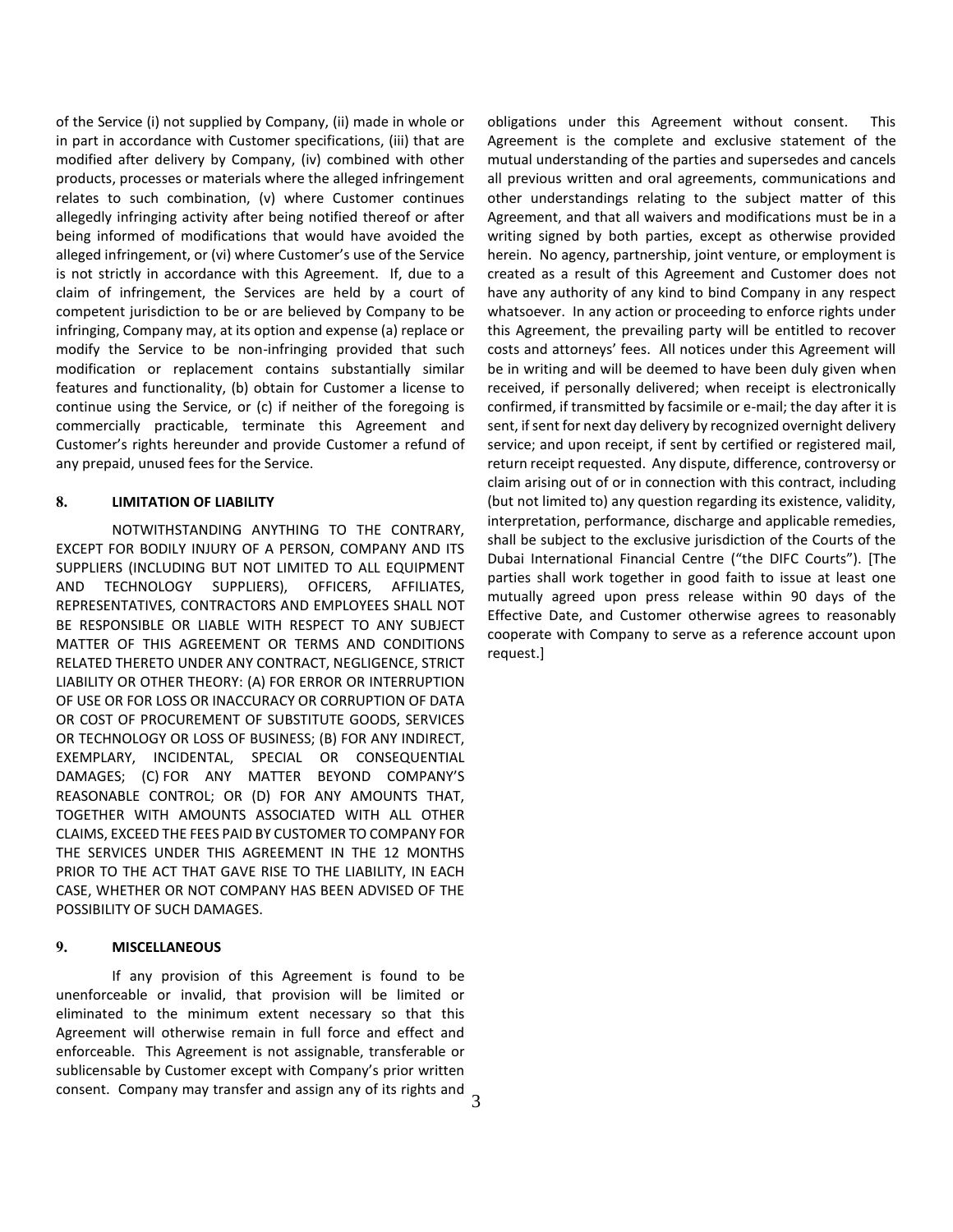of the Service (i) not supplied by Company, (ii) made in whole or in part in accordance with Customer specifications, (iii) that are modified after delivery by Company, (iv) combined with other products, processes or materials where the alleged infringement relates to such combination, (v) where Customer continues allegedly infringing activity after being notified thereof or after being informed of modifications that would have avoided the alleged infringement, or (vi) where Customer's use of the Service is not strictly in accordance with this Agreement. If, due to a claim of infringement, the Services are held by a court of competent jurisdiction to be or are believed by Company to be infringing, Company may, at its option and expense (a) replace or modify the Service to be non-infringing provided that such modification or replacement contains substantially similar features and functionality, (b) obtain for Customer a license to continue using the Service, or (c) if neither of the foregoing is commercially practicable, terminate this Agreement and Customer's rights hereunder and provide Customer a refund of any prepaid, unused fees for the Service.

## 8. LIMITATION OF LIABILITY

NOTWITHSTANDING ANYTHING TO THE CONTRARY, EXCEPT FOR BODILY INJURY OF A PERSON, COMPANY AND ITS SUPPLIERS (INCLUDING BUT NOT LIMITED TO ALL EQUIPMENT AND TECHNOLOGY SUPPLIERS), OFFICERS, AFFILIATES, REPRESENTATIVES, CONTRACTORS AND EMPLOYEES SHALL NOT BE RESPONSIBLE OR LIABLE WITH RESPECT TO ANY SUBJECT MATTER OF THIS AGREEMENT OR TERMS AND CONDITIONS RELATED THERETO UNDER ANY CONTRACT, NEGLIGENCE, STRICT LIABILITY OR OTHER THEORY: (A) FOR ERROR OR INTERRUPTION OF USE OR FOR LOSS OR INACCURACY OR CORRUPTION OF DATA OR COST OF PROCUREMENT OF SUBSTITUTE GOODS, SERVICES OR TECHNOLOGY OR LOSS OF BUSINESS; (B) FOR ANY INDIRECT, EXEMPLARY, INCIDENTAL, SPECIAL OR CONSEQUENTIAL DAMAGES; (C) FOR ANY MATTER BEYOND COMPANY'S REASONABLE CONTROL; OR (D) FOR ANY AMOUNTS THAT, TOGETHER WITH AMOUNTS ASSOCIATED WITH ALL OTHER CLAIMS, EXCEED THE FEES PAID BY CUSTOMER TO COMPANY FOR THE SERVICES UNDER THIS AGREEMENT IN THE 12 MONTHS PRIOR TO THE ACT THAT GAVE RISE TO THE LIABILITY, IN EACH CASE, WHETHER OR NOT COMPANY HAS BEEN ADVISED OF THE POSSIBILITY OF SUCH DAMAGES.

## 9. MISCELLANEOUS

If any provision of this Agreement is found to be unenforceable or invalid, that provision will be limited or eliminated to the minimum extent necessary so that this Agreement will otherwise remain in full force and effect and enforceable. This Agreement is not assignable, transferable or sublicensable by Customer except with Company's prior written consent. Company may transfer and assign any of its rights and obligations under this Agreement without consent. This Agreement is the complete and exclusive statement of the mutual understanding of the parties and supersedes and cancels all previous written and oral agreements, communications and other understandings relating to the subject matter of this Agreement, and that all waivers and modifications must be in a writing signed by both parties, except as otherwise provided herein. No agency, partnership, joint venture, or employment is created as a result of this Agreement and Customer does not have any authority of any kind to bind Company in any respect whatsoever. In any action or proceeding to enforce rights under this Agreement, the prevailing party will be entitled to recover costs and attorneys' fees. All notices under this Agreement will be in writing and will be deemed to have been duly given when received, if personally delivered; when receipt is electronically confirmed, if transmitted by facsimile or e-mail; the day after it is sent, if sent for next day delivery by recognized overnight delivery service; and upon receipt, if sent by certified or registered mail, return receipt requested. Any dispute, difference, controversy or claim arising out of or in connection with this contract, including (but not limited to) any question regarding its existence, validity, interpretation, performance, discharge and applicable remedies, shall be subject to the exclusive jurisdiction of the Courts of the Dubai International Financial Centre ("the DIFC Courts"). [The parties shall work together in good faith to issue at least one mutually agreed upon press release within 90 days of the Effective Date, and Customer otherwise agrees to reasonably cooperate with Company to serve as a reference account upon request.]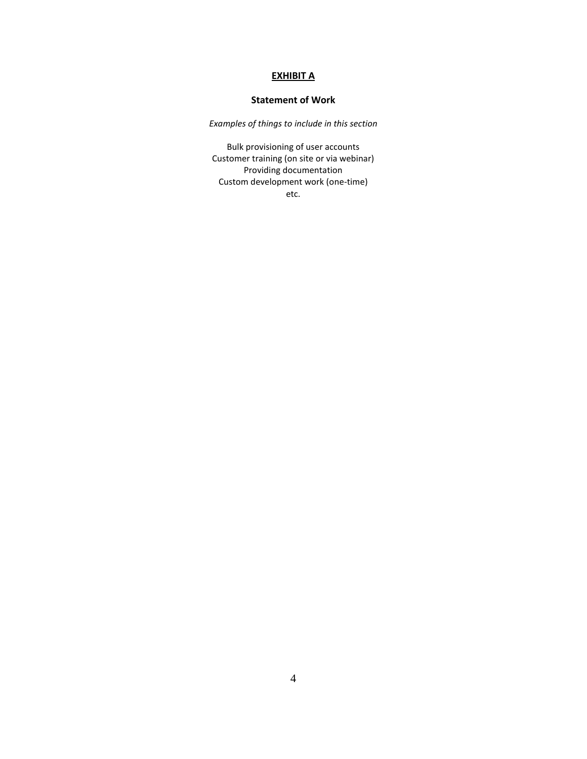## **EXHIBIT A**

### Statement of Work

*Examples of things to include in this section*

Bulk provisioning of user accounts
Customer training (on site or via webinar)
Providing documentation
Custom development work (one-time)
etc.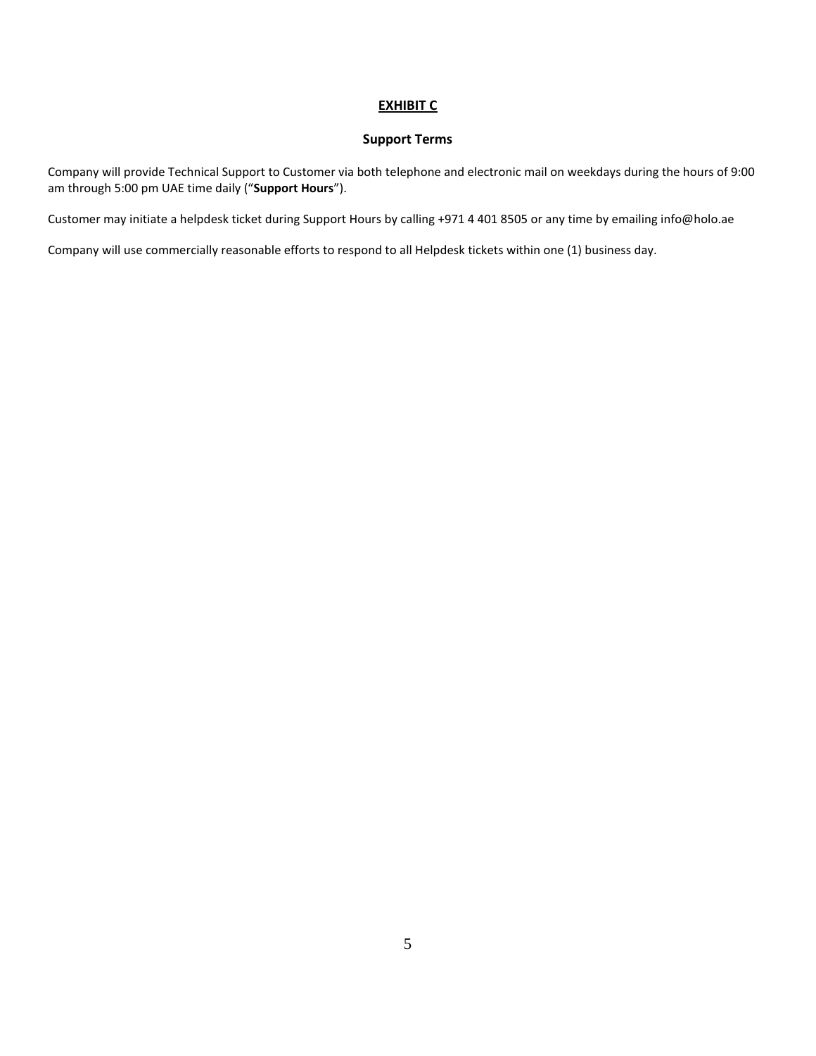# EXHIBIT C

## Support Terms

Company will provide Technical Support to Customer via both telephone and electronic mail on weekdays during the hours of 9:00 am through 5:00 pm UAE time daily ("**Support Hours**").

Customer may initiate a helpdesk ticket during Support Hours by calling +971 4 401 8505 or any time by emailing info@holo.ae

Company will use commercially reasonable efforts to respond to all Helpdesk tickets within one (1) business day.